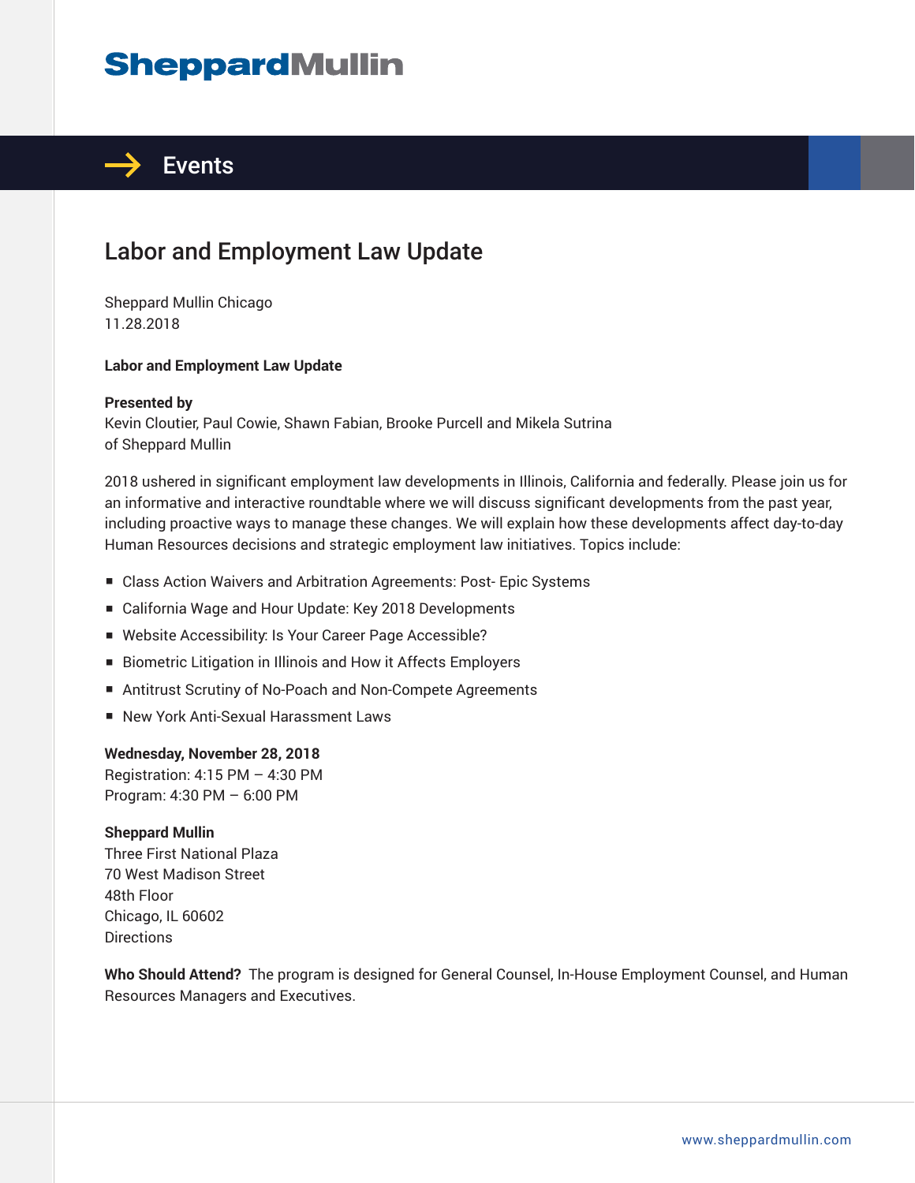# SheppardMullin

## Events

# Labor and Employment Law Update

Sheppard Mullin Chicago
11.28.2018

**Labor and Employment Law Update**

**Presented by**
Kevin Cloutier, Paul Cowie, Shawn Fabian, Brooke Purcell and Mikela Sutrina
of Sheppard Mullin

2018 ushered in significant employment law developments in Illinois, California and federally. Please join us for an informative and interactive roundtable where we will discuss significant developments from the past year, including proactive ways to manage these changes. We will explain how these developments affect day-to-day Human Resources decisions and strategic employment law initiatives. Topics include:

- Class Action Waivers and Arbitration Agreements: Post- Epic Systems
- California Wage and Hour Update: Key 2018 Developments
- Website Accessibility: Is Your Career Page Accessible?
- Biometric Litigation in Illinois and How it Affects Employers
- Antitrust Scrutiny of No-Poach and Non-Compete Agreements
- New York Anti-Sexual Harassment Laws

**Wednesday, November 28, 2018**
Registration: 4:15 PM – 4:30 PM
Program: 4:30 PM – 6:00 PM

**Sheppard Mullin**
Three First National Plaza
70 West Madison Street
48th Floor
Chicago, IL 60602
Directions

**Who Should Attend?** The program is designed for General Counsel, In-House Employment Counsel, and Human Resources Managers and Executives.

www.sheppardmullin.com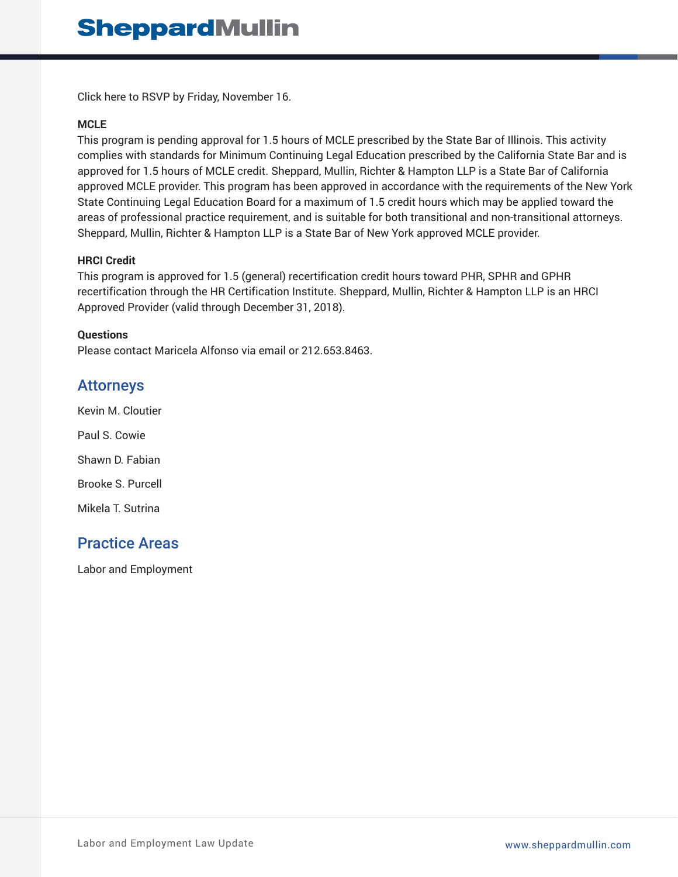Click here to RSVP by Friday, November 16.

**MCLE**

This program is pending approval for 1.5 hours of MCLE prescribed by the State Bar of Illinois. This activity complies with standards for Minimum Continuing Legal Education prescribed by the California State Bar and is approved for 1.5 hours of MCLE credit. Sheppard, Mullin, Richter & Hampton LLP is a State Bar of California approved MCLE provider. This program has been approved in accordance with the requirements of the New York State Continuing Legal Education Board for a maximum of 1.5 credit hours which may be applied toward the areas of professional practice requirement, and is suitable for both transitional and non-transitional attorneys. Sheppard, Mullin, Richter & Hampton LLP is a State Bar of New York approved MCLE provider.

**HRCI Credit**

This program is approved for 1.5 (general) recertification credit hours toward PHR, SPHR and GPHR recertification through the HR Certification Institute. Sheppard, Mullin, Richter & Hampton LLP is an HRCI Approved Provider (valid through December 31, 2018).

**Questions**

Please contact Maricela Alfonso via email or 212.653.8463.

## Attorneys

Kevin M. Cloutier

Paul S. Cowie

Shawn D. Fabian

Brooke S. Purcell

Mikela T. Sutrina

## Practice Areas

Labor and Employment